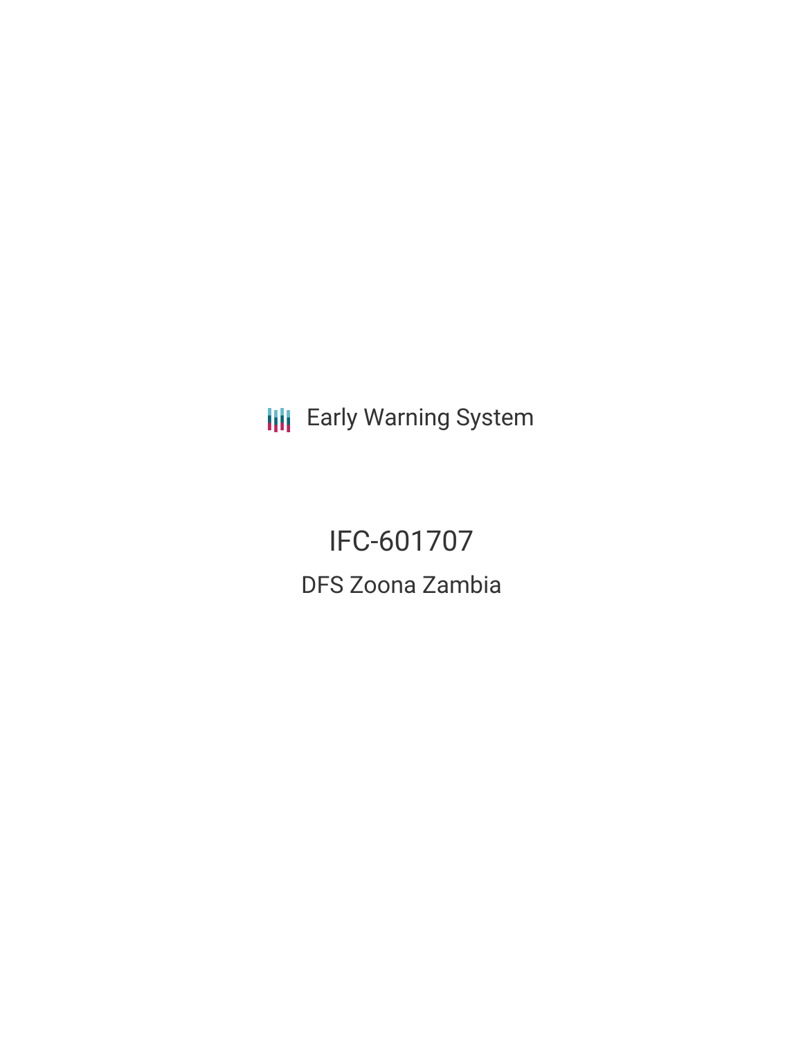Early Warning System

# IFC-601707

## DFS Zoona Zambia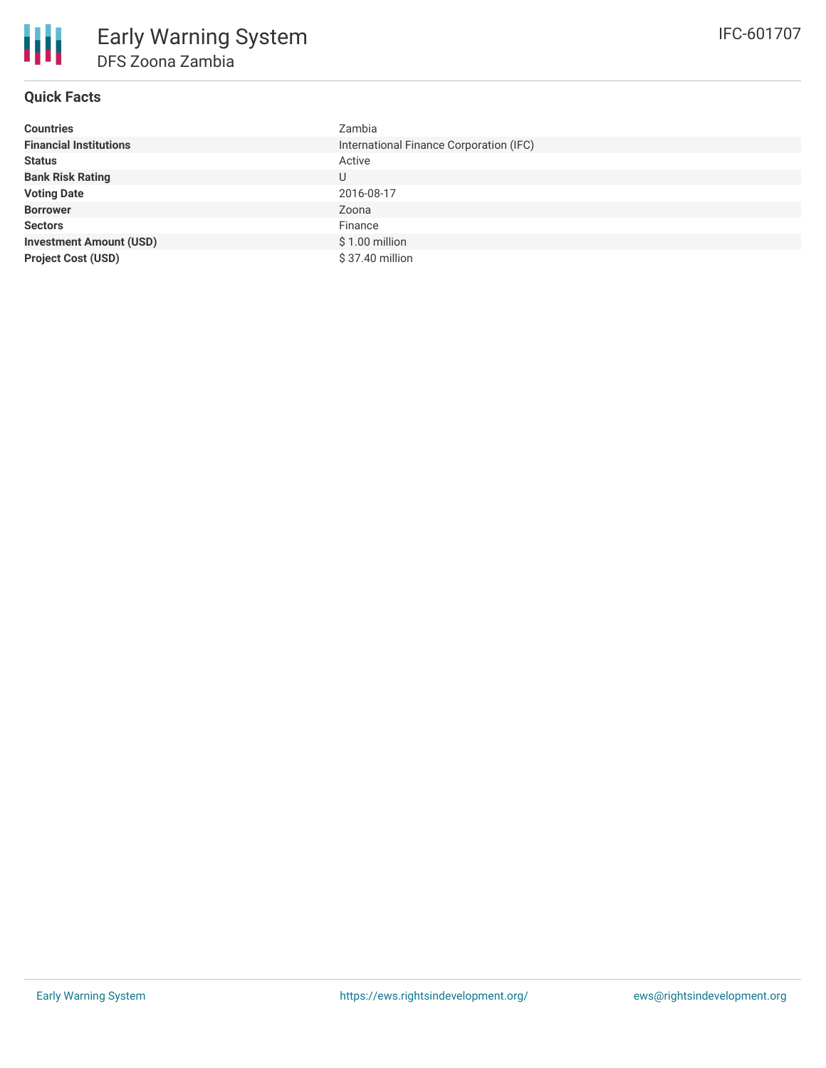# Early Warning System

## DFS Zoona Zambia

IFC-601707

### Quick Facts

| | |
|---|---|
| **Countries** | Zambia |
| **Financial Institutions** | International Finance Corporation (IFC) |
| **Status** | Active |
| **Bank Risk Rating** | U |
| **Voting Date** | 2016-08-17 |
| **Borrower** | Zoona |
| **Sectors** | Finance |
| **Investment Amount (USD)** | $ 1.00 million |
| **Project Cost (USD)** | $ 37.40 million |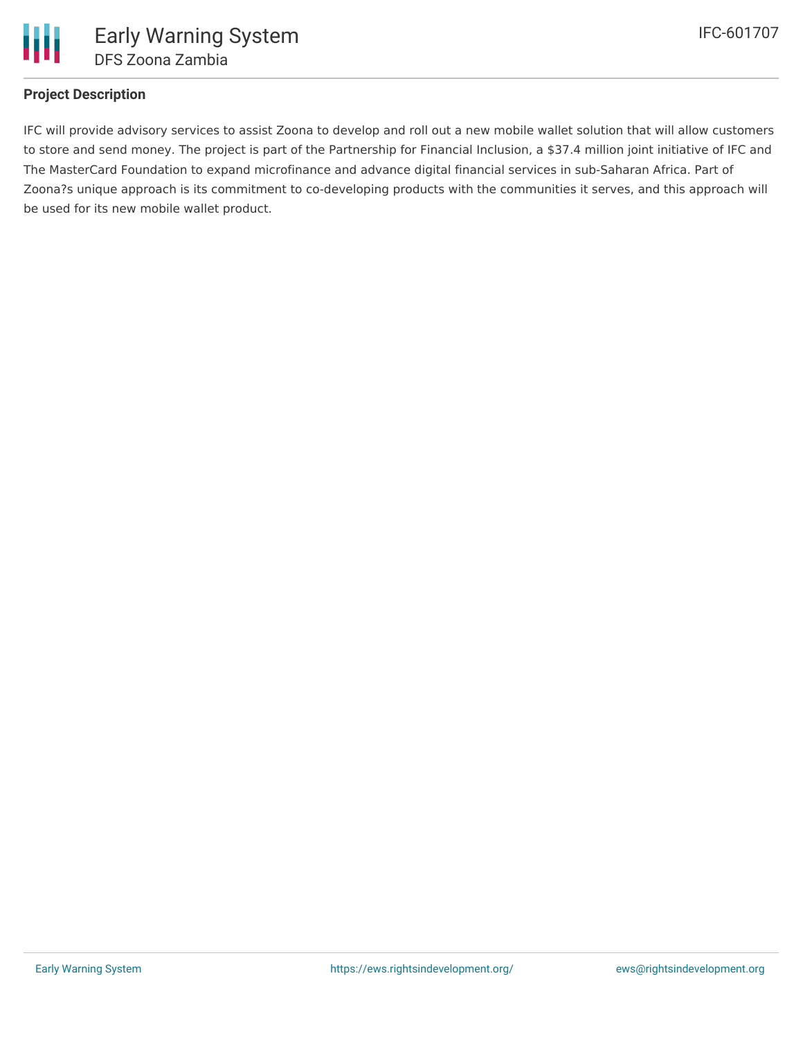## Project Description

IFC will provide advisory services to assist Zoona to develop and roll out a new mobile wallet solution that will allow customers to store and send money. The project is part of the Partnership for Financial Inclusion, a $37.4 million joint initiative of IFC and The MasterCard Foundation to expand microfinance and advance digital financial services in sub-Saharan Africa. Part of Zoona?s unique approach is its commitment to co-developing products with the communities it serves, and this approach will be used for its new mobile wallet product.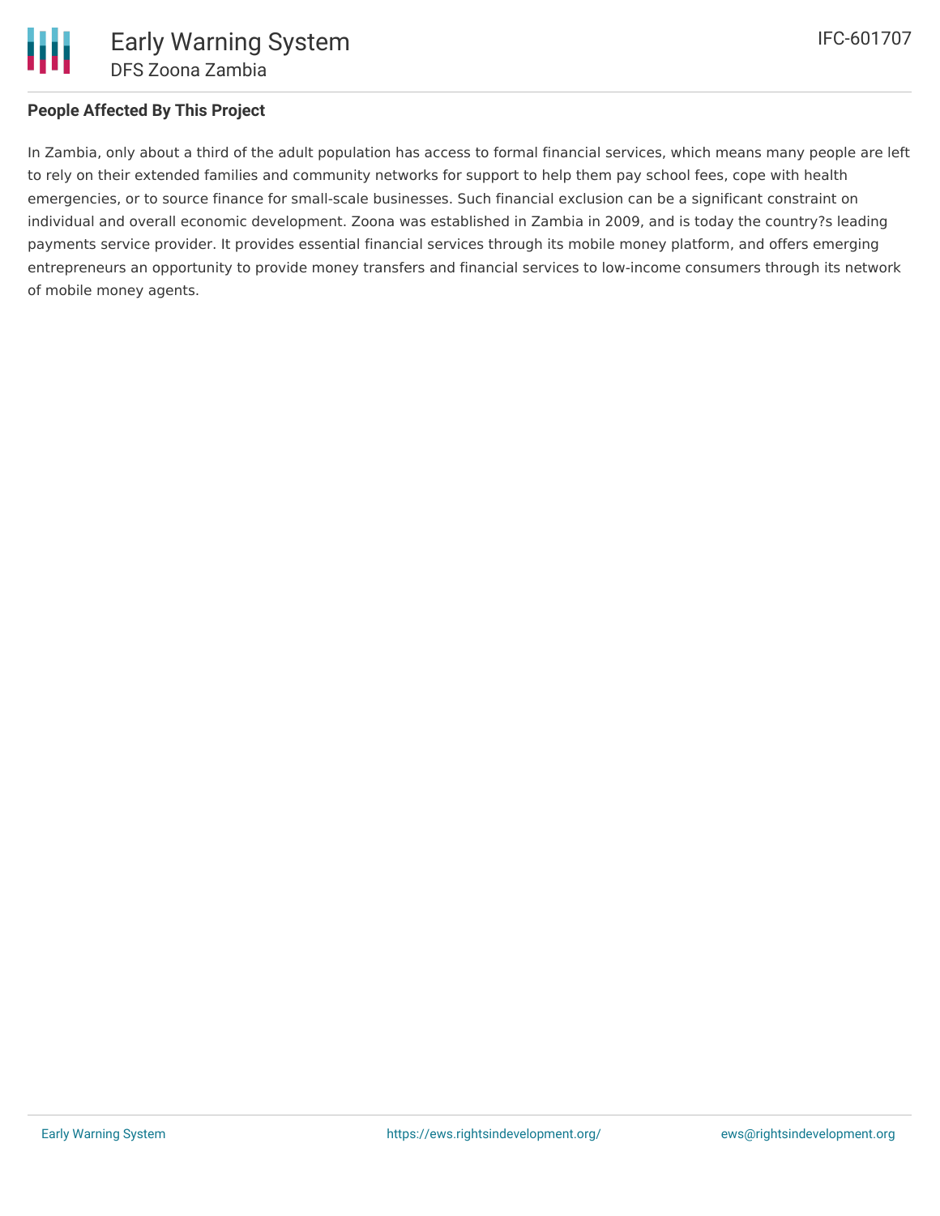### People Affected By This Project

In Zambia, only about a third of the adult population has access to formal financial services, which means many people are left to rely on their extended families and community networks for support to help them pay school fees, cope with health emergencies, or to source finance for small-scale businesses. Such financial exclusion can be a significant constraint on individual and overall economic development. Zoona was established in Zambia in 2009, and is today the country?s leading payments service provider. It provides essential financial services through its mobile money platform, and offers emerging entrepreneurs an opportunity to provide money transfers and financial services to low-income consumers through its network of mobile money agents.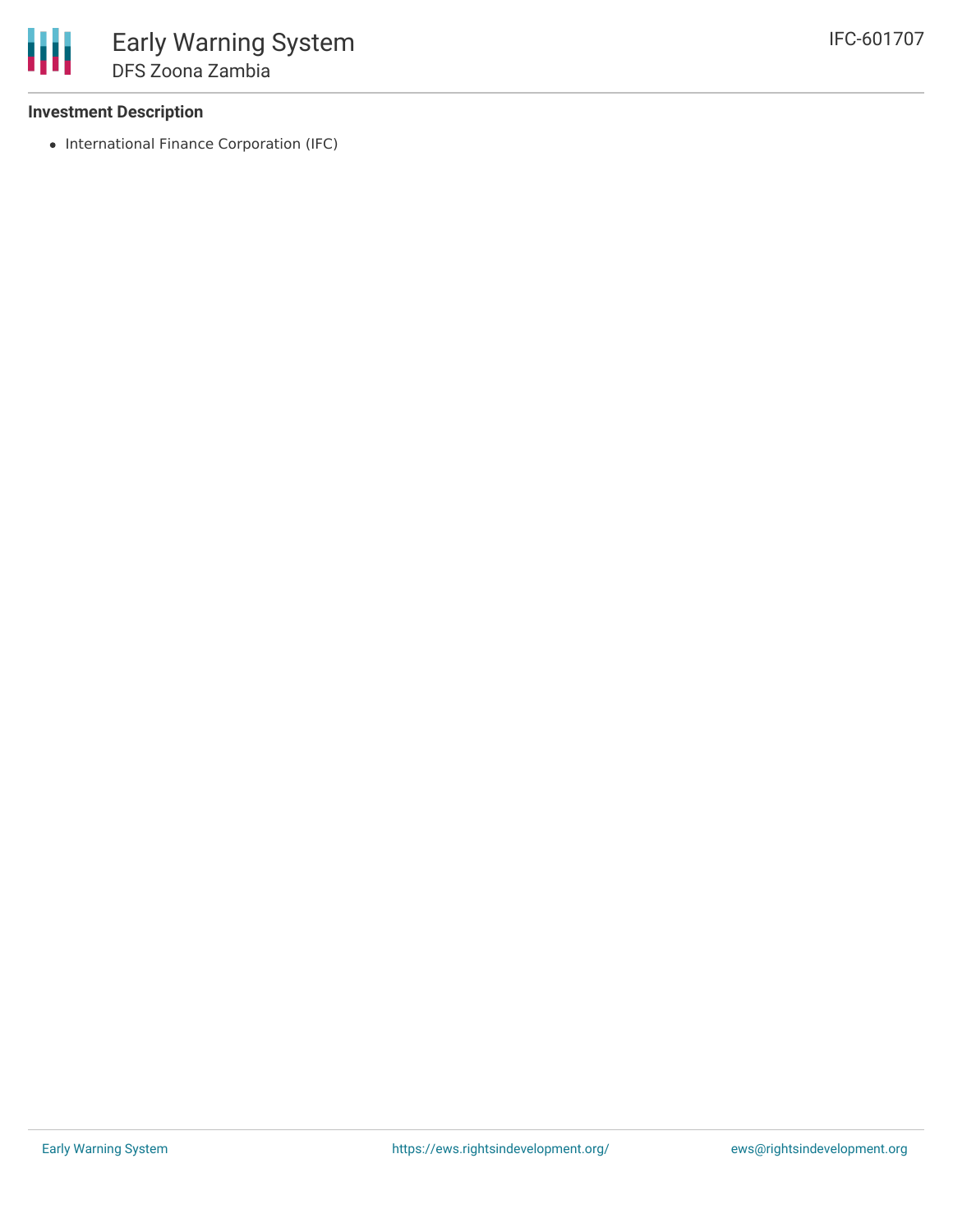### Investment Description

- International Finance Corporation (IFC)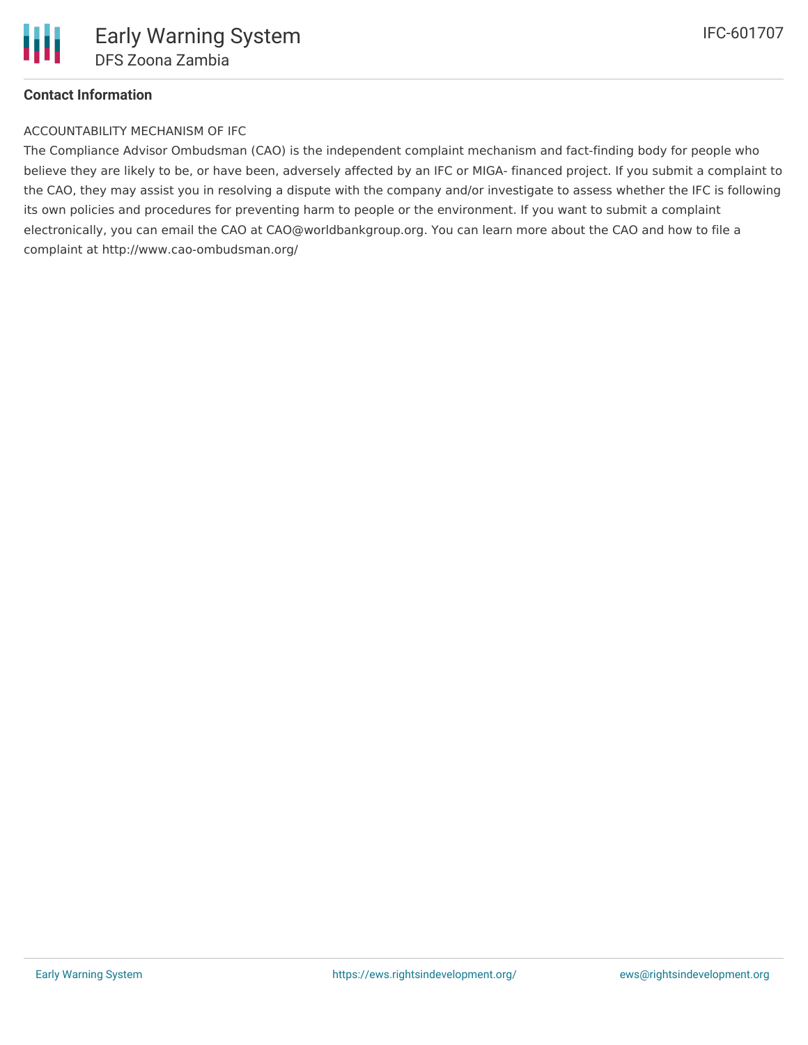**Contact Information**

ACCOUNTABILITY MECHANISM OF IFC

The Compliance Advisor Ombudsman (CAO) is the independent complaint mechanism and fact-finding body for people who believe they are likely to be, or have been, adversely affected by an IFC or MIGA- financed project. If you submit a complaint to the CAO, they may assist you in resolving a dispute with the company and/or investigate to assess whether the IFC is following its own policies and procedures for preventing harm to people or the environment. If you want to submit a complaint electronically, you can email the CAO at CAO@worldbankgroup.org. You can learn more about the CAO and how to file a complaint at http://www.cao-ombudsman.org/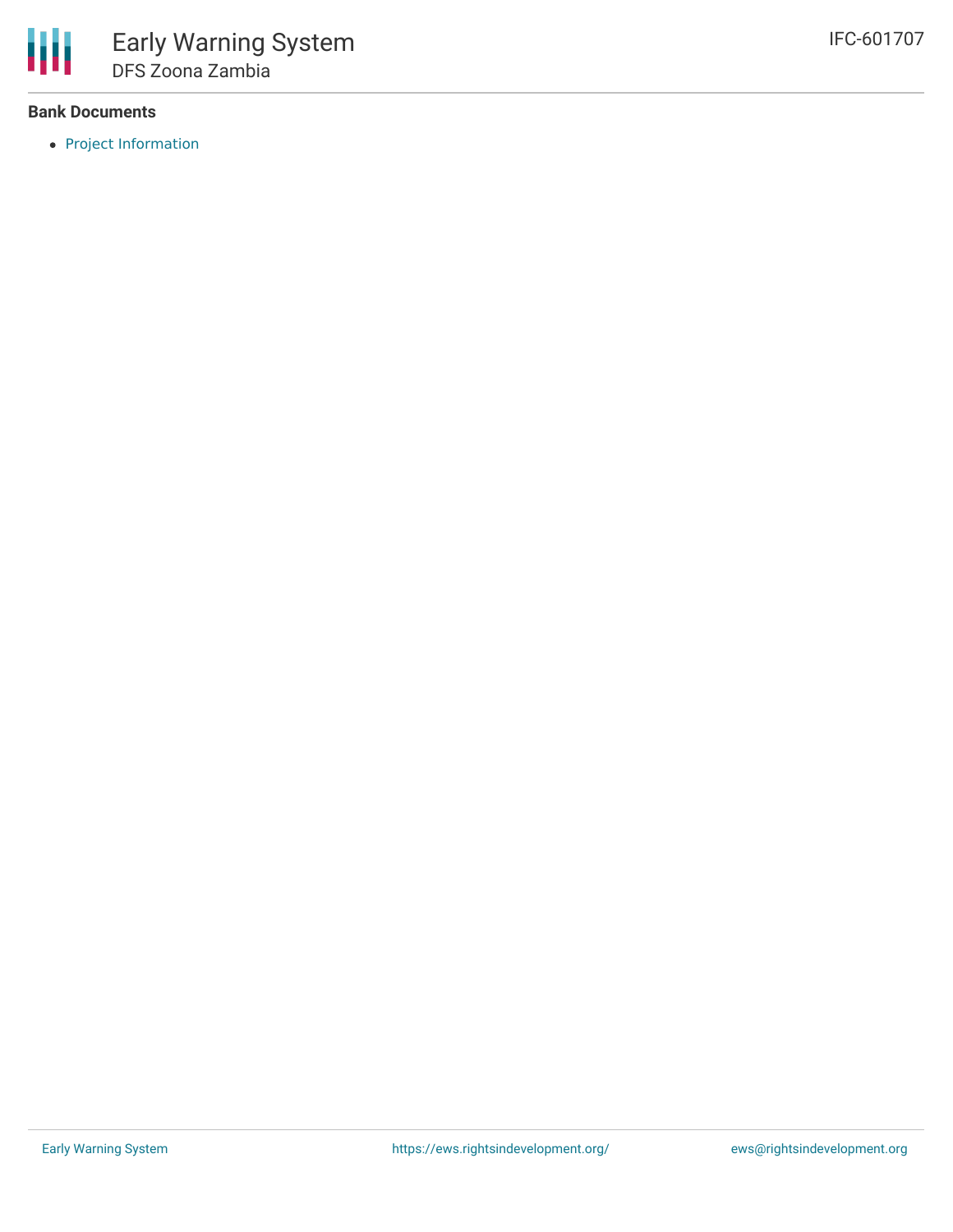**Bank Documents**

- Project Information